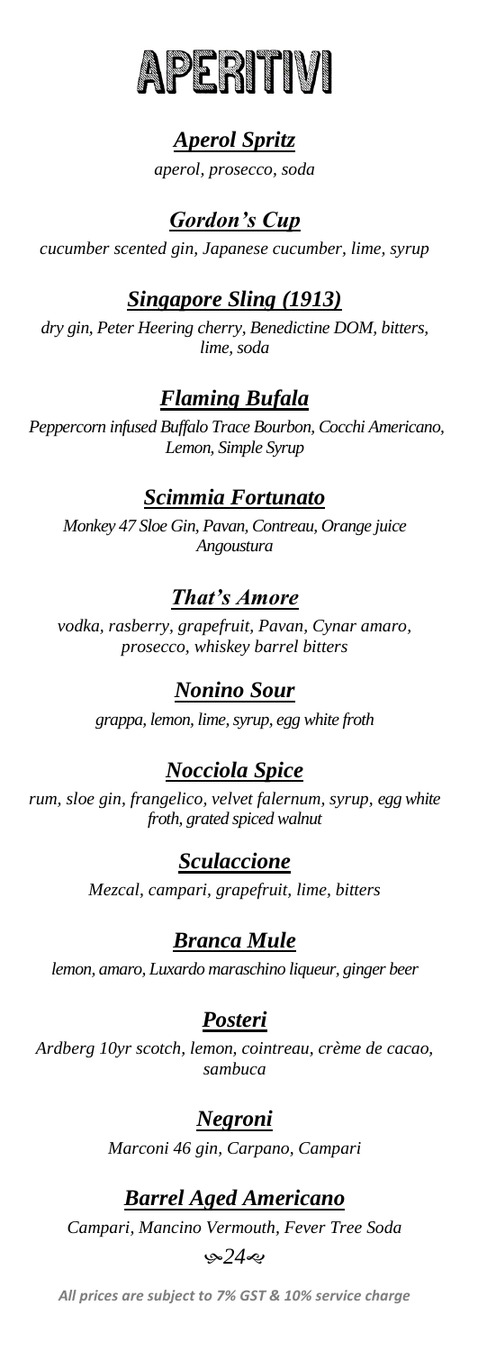# APERITIVI

## ***Aperol Spritz***

*aperol, prosecco, soda*

## ***Gordon's Cup***

*cucumber scented gin, Japanese cucumber, lime, syrup*

## ***Singapore Sling (1913)***

*dry gin, Peter Heering cherry, Benedictine DOM, bitters, lime, soda*

## ***Flaming Bufala***

*Peppercorn infused Buffalo Trace Bourbon, Cocchi Americano, Lemon, Simple Syrup*

## ***Scimmia Fortunato***

*Monkey 47 Sloe Gin, Pavan, Contreau, Orange juice Angoustura*

## ***That's Amore***

*vodka, rasberry, grapefruit, Pavan, Cynar amaro, prosecco, whiskey barrel bitters*

## ***Nonino Sour***

*grappa, lemon, lime, syrup, egg white froth*

## ***Nocciola Spice***

*rum, sloe gin, frangelico, velvet falernum, syrup, egg white froth, grated spiced walnut*

## ***Sculaccione***

*Mezcal, campari, grapefruit, lime, bitters*

## ***Branca Mule***

*lemon, amaro, Luxardo maraschino liqueur, ginger beer*

## ***Posteri***

*Ardberg 10yr scotch, lemon, cointreau, crème de cacao, sambuca*

## ***Negroni***

*Marconi 46 gin, Carpano, Campari*

## ***Barrel Aged Americano***

*Campari, Mancino Vermouth, Fever Tree Soda*

*24*

***All prices are subject to 7% GST & 10% service charge***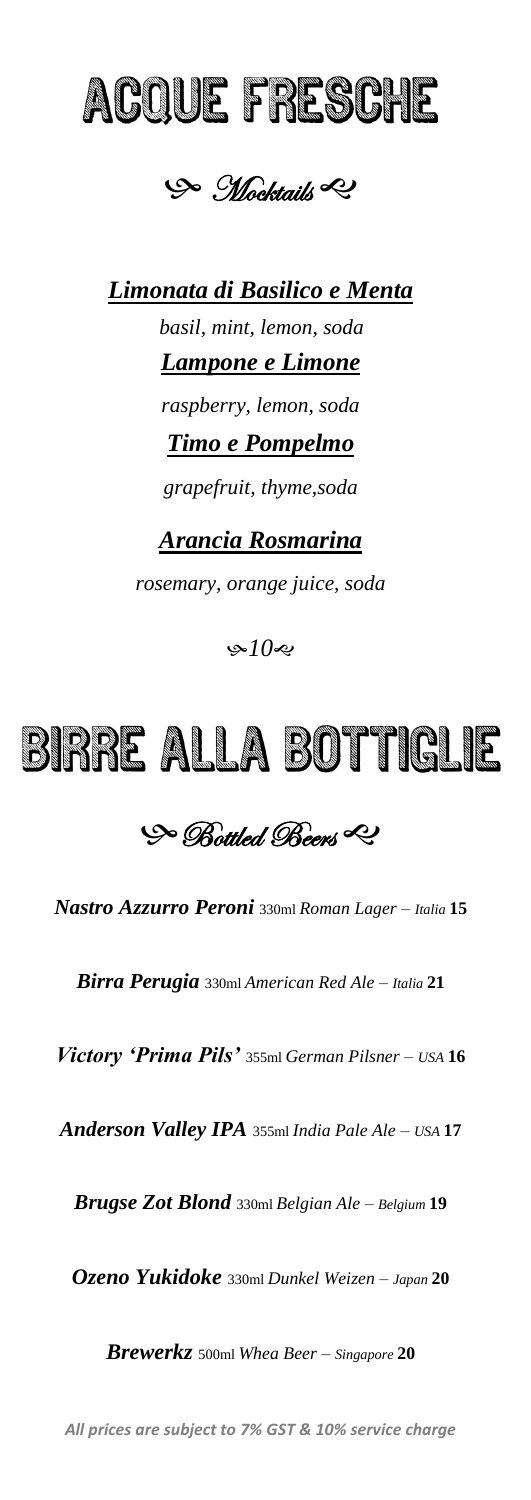# ACQUE FRESCHE

## Mocktails

***Limonata di Basilico e Menta***

*basil, mint, lemon, soda*

***Lampone e Limone***

*raspberry, lemon, soda*

***Timo e Pompelmo***

*grapefruit, thyme,soda*

***Arancia Rosmarina***

*rosemary, orange juice, soda*

*10*

# BIRRE ALLA BOTTIGLIE

## Bottled Beers

***Nastro Azzurro Peroni*** 330ml *Roman Lager – Italia* **15**

***Birra Perugia*** 330ml *American Red Ale – Italia* **21**

***Victory 'Prima Pils'*** 355ml *German Pilsner – USA* **16**

***Anderson Valley IPA*** 355ml *India Pale Ale – USA* **17**

***Brugse Zot Blond*** 330ml *Belgian Ale – Belgium* **19**

***Ozeno Yukidoke*** 330ml *Dunkel Weizen – Japan* **20**

***Brewerkz*** 500ml *Whea Beer – Singapore* **20**

***All prices are subject to 7% GST & 10% service charge***